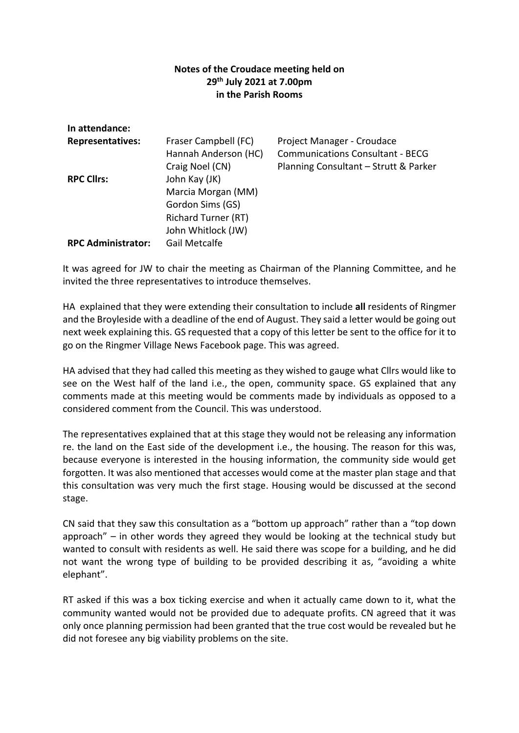**Notes of the Croudace meeting held on 29th July 2021 at 7.00pm in the Parish Rooms**

**In attendance:**

| | | |
|---|---|---|
| **Representatives:** | Fraser Campbell (FC) | Project Manager - Croudace |
| | Hannah Anderson (HC) | Communications Consultant - BECG |
| | Craig Noel (CN) | Planning Consultant – Strutt & Parker |
| **RPC Cllrs:** | John Kay (JK) | |
| | Marcia Morgan (MM) | |
| | Gordon Sims (GS) | |
| | Richard Turner (RT) | |
| | John Whitlock (JW) | |
| **RPC Administrator:** | Gail Metcalfe | |

It was agreed for JW to chair the meeting as Chairman of the Planning Committee, and he invited the three representatives to introduce themselves.

HA explained that they were extending their consultation to include **all** residents of Ringmer and the Broyleside with a deadline of the end of August. They said a letter would be going out next week explaining this. GS requested that a copy of this letter be sent to the office for it to go on the Ringmer Village News Facebook page. This was agreed.

HA advised that they had called this meeting as they wished to gauge what Cllrs would like to see on the West half of the land i.e., the open, community space. GS explained that any comments made at this meeting would be comments made by individuals as opposed to a considered comment from the Council. This was understood.

The representatives explained that at this stage they would not be releasing any information re. the land on the East side of the development i.e., the housing. The reason for this was, because everyone is interested in the housing information, the community side would get forgotten. It was also mentioned that accesses would come at the master plan stage and that this consultation was very much the first stage. Housing would be discussed at the second stage.

CN said that they saw this consultation as a "bottom up approach" rather than a "top down approach" – in other words they agreed they would be looking at the technical study but wanted to consult with residents as well. He said there was scope for a building, and he did not want the wrong type of building to be provided describing it as, "avoiding a white elephant".

RT asked if this was a box ticking exercise and when it actually came down to it, what the community wanted would not be provided due to adequate profits. CN agreed that it was only once planning permission had been granted that the true cost would be revealed but he did not foresee any big viability problems on the site.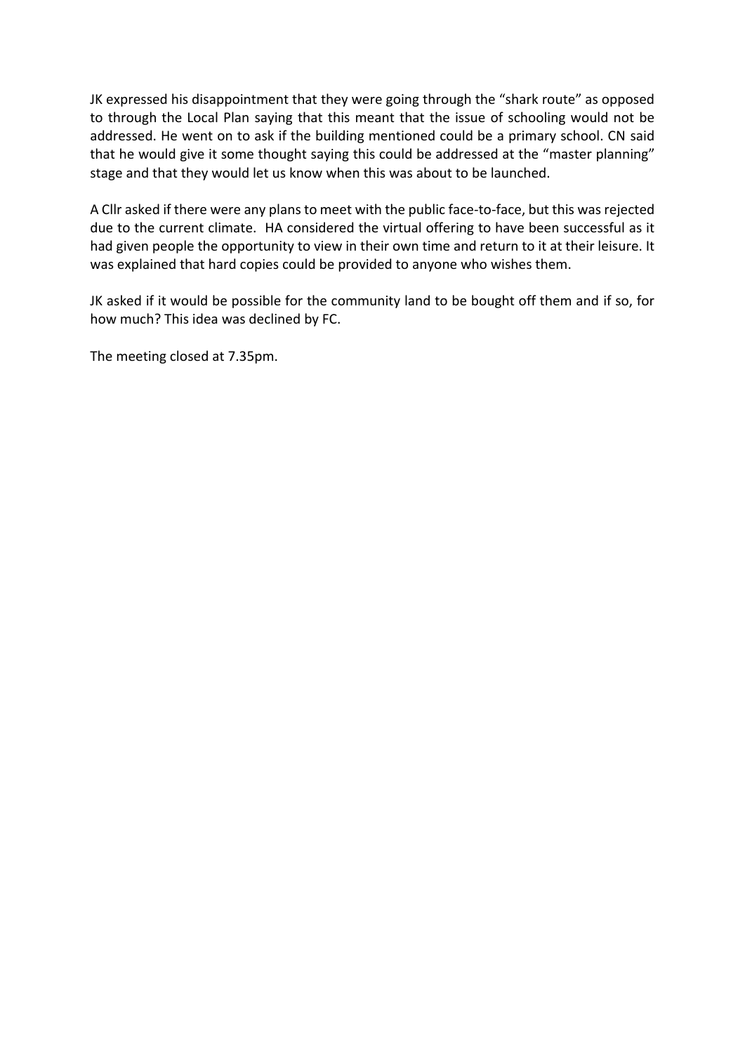JK expressed his disappointment that they were going through the "shark route" as opposed to through the Local Plan saying that this meant that the issue of schooling would not be addressed. He went on to ask if the building mentioned could be a primary school. CN said that he would give it some thought saying this could be addressed at the "master planning" stage and that they would let us know when this was about to be launched.

A Cllr asked if there were any plans to meet with the public face-to-face, but this was rejected due to the current climate. HA considered the virtual offering to have been successful as it had given people the opportunity to view in their own time and return to it at their leisure. It was explained that hard copies could be provided to anyone who wishes them.

JK asked if it would be possible for the community land to be bought off them and if so, for how much? This idea was declined by FC.

The meeting closed at 7.35pm.